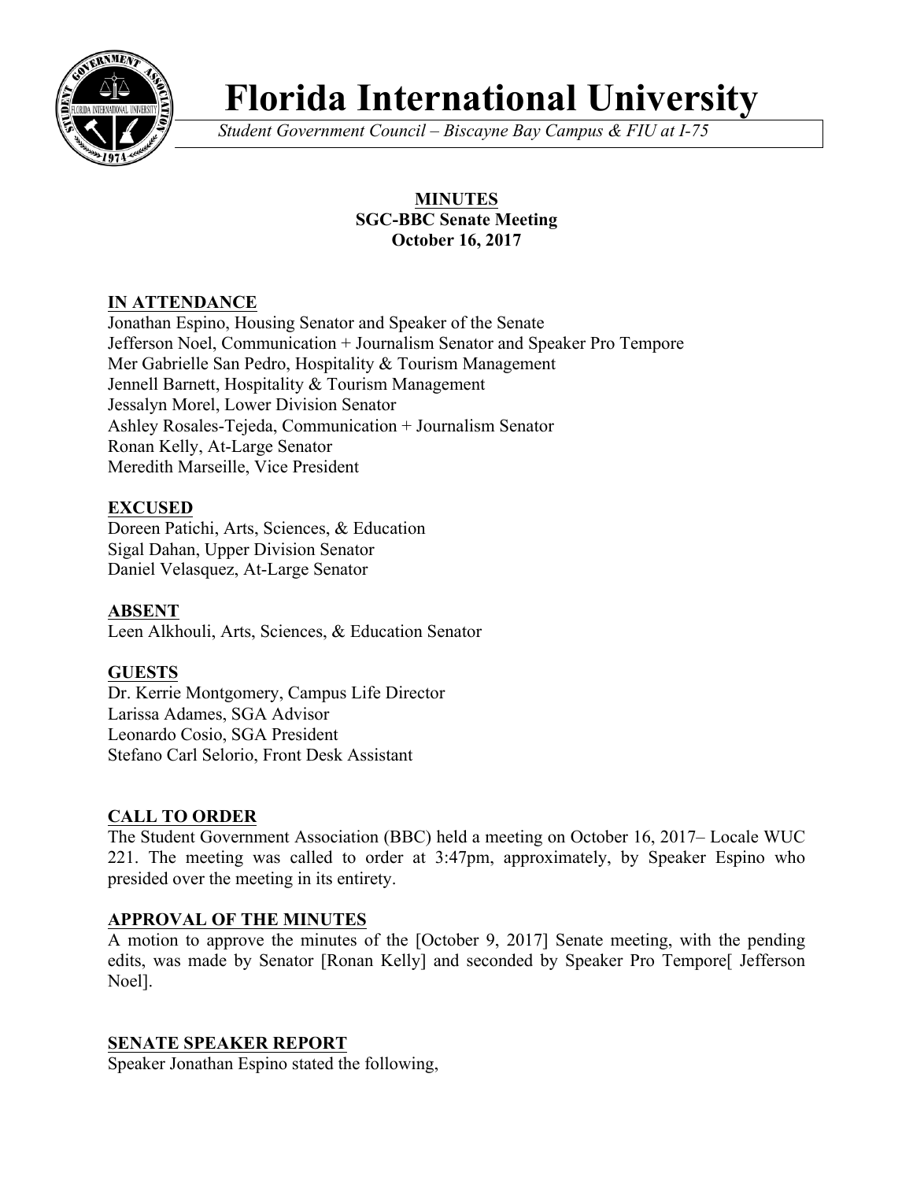# Florida International University

*Student Government Council – Biscayne Bay Campus & FIU at I-75*

**MINUTES**
**SGC-BBC Senate Meeting**
**October 16, 2017**

## IN ATTENDANCE

Jonathan Espino, Housing Senator and Speaker of the Senate
Jefferson Noel, Communication + Journalism Senator and Speaker Pro Tempore
Mer Gabrielle San Pedro, Hospitality & Tourism Management
Jennell Barnett, Hospitality & Tourism Management
Jessalyn Morel, Lower Division Senator
Ashley Rosales-Tejeda, Communication + Journalism Senator
Ronan Kelly, At-Large Senator
Meredith Marseille, Vice President

## EXCUSED

Doreen Patichi, Arts, Sciences, & Education
Sigal Dahan, Upper Division Senator
Daniel Velasquez, At-Large Senator

## ABSENT

Leen Alkhouli, Arts, Sciences, & Education Senator

## GUESTS

Dr. Kerrie Montgomery, Campus Life Director
Larissa Adames, SGA Advisor
Leonardo Cosio, SGA President
Stefano Carl Selorio, Front Desk Assistant

## CALL TO ORDER

The Student Government Association (BBC) held a meeting on October 16, 2017– Locale WUC 221. The meeting was called to order at 3:47pm, approximately, by Speaker Espino who presided over the meeting in its entirety.

## APPROVAL OF THE MINUTES

A motion to approve the minutes of the [October 9, 2017] Senate meeting, with the pending edits, was made by Senator [Ronan Kelly] and seconded by Speaker Pro Tempore[ Jefferson Noel].

## SENATE SPEAKER REPORT

Speaker Jonathan Espino stated the following,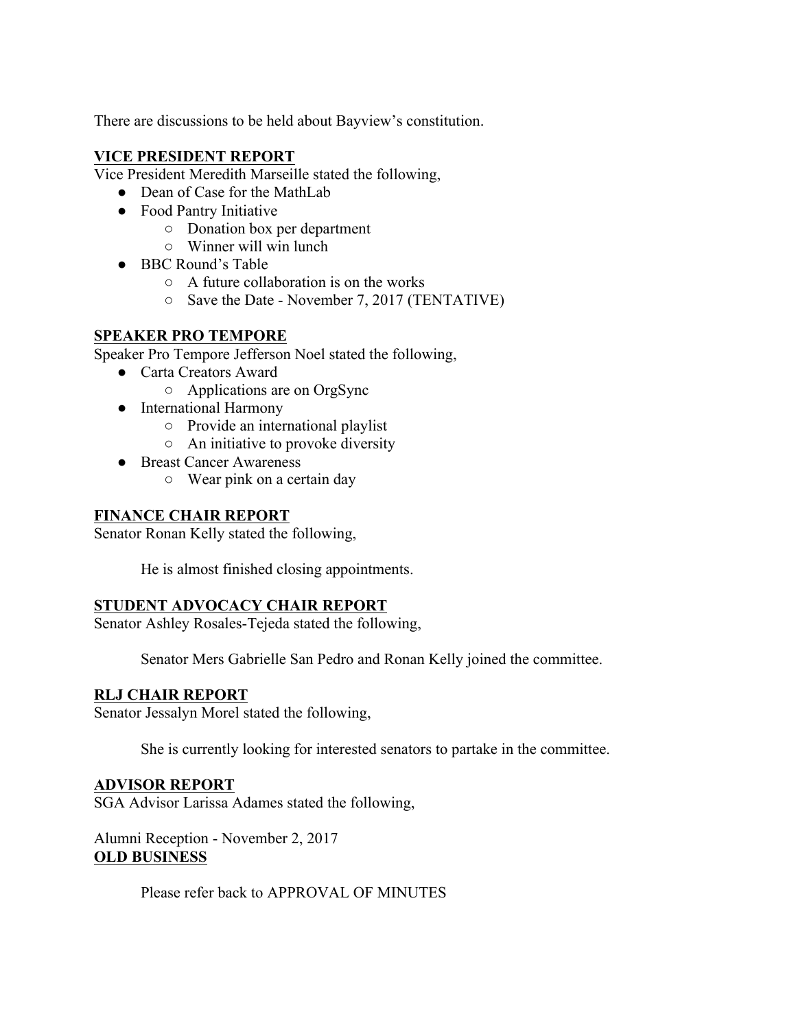There are discussions to be held about Bayview's constitution.

## VICE PRESIDENT REPORT

Vice President Meredith Marseille stated the following,

- Dean of Case for the MathLab
- Food Pantry Initiative
  - Donation box per department
  - Winner will win lunch
- BBC Round's Table
  - A future collaboration is on the works
  - Save the Date - November 7, 2017 (TENTATIVE)

## SPEAKER PRO TEMPORE

Speaker Pro Tempore Jefferson Noel stated the following,

- Carta Creators Award
  - Applications are on OrgSync
- International Harmony
  - Provide an international playlist
  - An initiative to provoke diversity
- Breast Cancer Awareness
  - Wear pink on a certain day

## FINANCE CHAIR REPORT

Senator Ronan Kelly stated the following,

He is almost finished closing appointments.

## STUDENT ADVOCACY CHAIR REPORT

Senator Ashley Rosales-Tejeda stated the following,

Senator Mers Gabrielle San Pedro and Ronan Kelly joined the committee.

## RLJ CHAIR REPORT

Senator Jessalyn Morel stated the following,

She is currently looking for interested senators to partake in the committee.

## ADVISOR REPORT

SGA Advisor Larissa Adames stated the following,

Alumni Reception - November 2, 2017

## OLD BUSINESS

Please refer back to APPROVAL OF MINUTES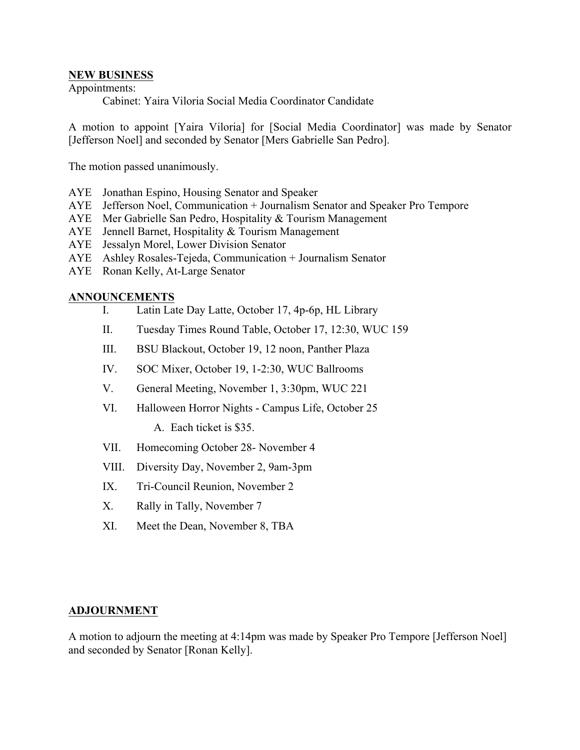**NEW BUSINESS**

Appointments:

Cabinet: Yaira Viloria Social Media Coordinator Candidate

A motion to appoint [Yaira Viloria] for [Social Media Coordinator] was made by Senator [Jefferson Noel] and seconded by Senator [Mers Gabrielle San Pedro].

The motion passed unanimously.

AYE Jonathan Espino, Housing Senator and Speaker
AYE Jefferson Noel, Communication + Journalism Senator and Speaker Pro Tempore
AYE Mer Gabrielle San Pedro, Hospitality & Tourism Management
AYE Jennell Barnet, Hospitality & Tourism Management
AYE Jessalyn Morel, Lower Division Senator
AYE Ashley Rosales-Tejeda, Communication + Journalism Senator
AYE Ronan Kelly, At-Large Senator

**ANNOUNCEMENTS**

I. Latin Late Day Latte, October 17, 4p-6p, HL Library
II. Tuesday Times Round Table, October 17, 12:30, WUC 159
III. BSU Blackout, October 19, 12 noon, Panther Plaza
IV. SOC Mixer, October 19, 1-2:30, WUC Ballrooms
V. General Meeting, November 1, 3:30pm, WUC 221
VI. Halloween Horror Nights - Campus Life, October 25
    A. Each ticket is $35.
VII. Homecoming October 28- November 4
VIII. Diversity Day, November 2, 9am-3pm
IX. Tri-Council Reunion, November 2
X. Rally in Tally, November 7
XI. Meet the Dean, November 8, TBA

**ADJOURNMENT**

A motion to adjourn the meeting at 4:14pm was made by Speaker Pro Tempore [Jefferson Noel] and seconded by Senator [Ronan Kelly].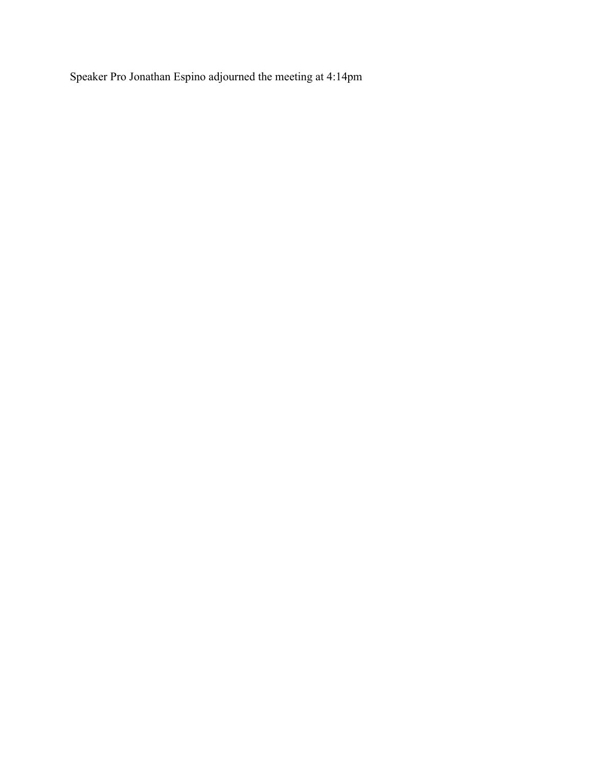Speaker Pro Jonathan Espino adjourned the meeting at 4:14pm